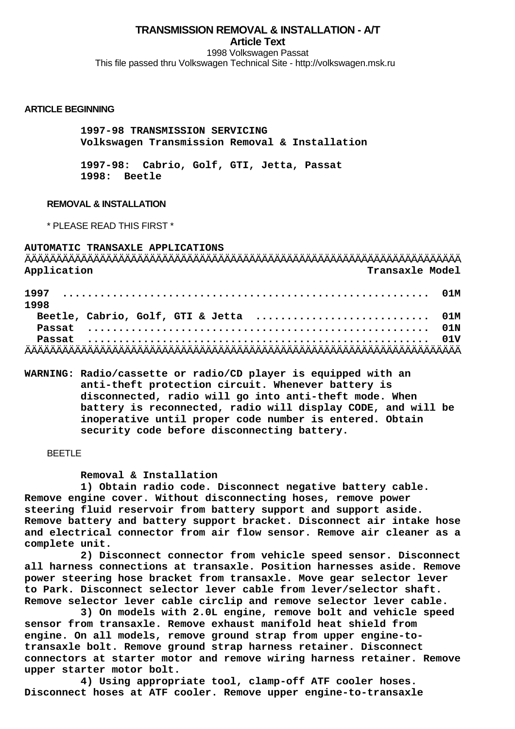# TRANSMISSION REMOVAL & INSTALLATION - A/T

**Article Text**

1998 Volkswagen Passat

This file passed thru Volkswagen Technical Site - http://volkswagen.msk.ru

## ARTICLE BEGINNING

**1997-98 TRANSMISSION SERVICING**
**Volkswagen Transmission Removal & Installation**

**1997-98: Cabrio, Golf, GTI, Jetta, Passat**
**1998: Beetle**

## REMOVAL & INSTALLATION

\* PLEASE READ THIS FIRST \*

**AUTOMATIC TRANSAXLE APPLICATIONS**

| Application | Transaxle Model |
|---|---|
| 1997 | 01M |
| 1998 | |
| Beetle, Cabrio, Golf, GTI & Jetta | 01M |
| Passat | 01N |
| Passat | 01V |

**WARNING: Radio/cassette or radio/CD player is equipped with an anti-theft protection circuit. Whenever battery is disconnected, radio will go into anti-theft mode. When battery is reconnected, radio will display CODE, and will be inoperative until proper code number is entered. Obtain security code before disconnecting battery.**

### BEETLE

**Removal & Installation**

1) Obtain radio code. Disconnect negative battery cable. Remove engine cover. Without disconnecting hoses, remove power steering fluid reservoir from battery support and support aside. Remove battery and battery support bracket. Disconnect air intake hose and electrical connector from air flow sensor. Remove air cleaner as a complete unit.

2) Disconnect connector from vehicle speed sensor. Disconnect all harness connections at transaxle. Position harnesses aside. Remove power steering hose bracket from transaxle. Move gear selector lever to Park. Disconnect selector lever cable from lever/selector shaft. Remove selector lever cable circlip and remove selector lever cable.

3) On models with 2.0L engine, remove bolt and vehicle speed sensor from transaxle. Remove exhaust manifold heat shield from engine. On all models, remove ground strap from upper engine-to-transaxle bolt. Remove ground strap harness retainer. Disconnect connectors at starter motor and remove wiring harness retainer. Remove upper starter motor bolt.

4) Using appropriate tool, clamp-off ATF cooler hoses. Disconnect hoses at ATF cooler. Remove upper engine-to-transaxle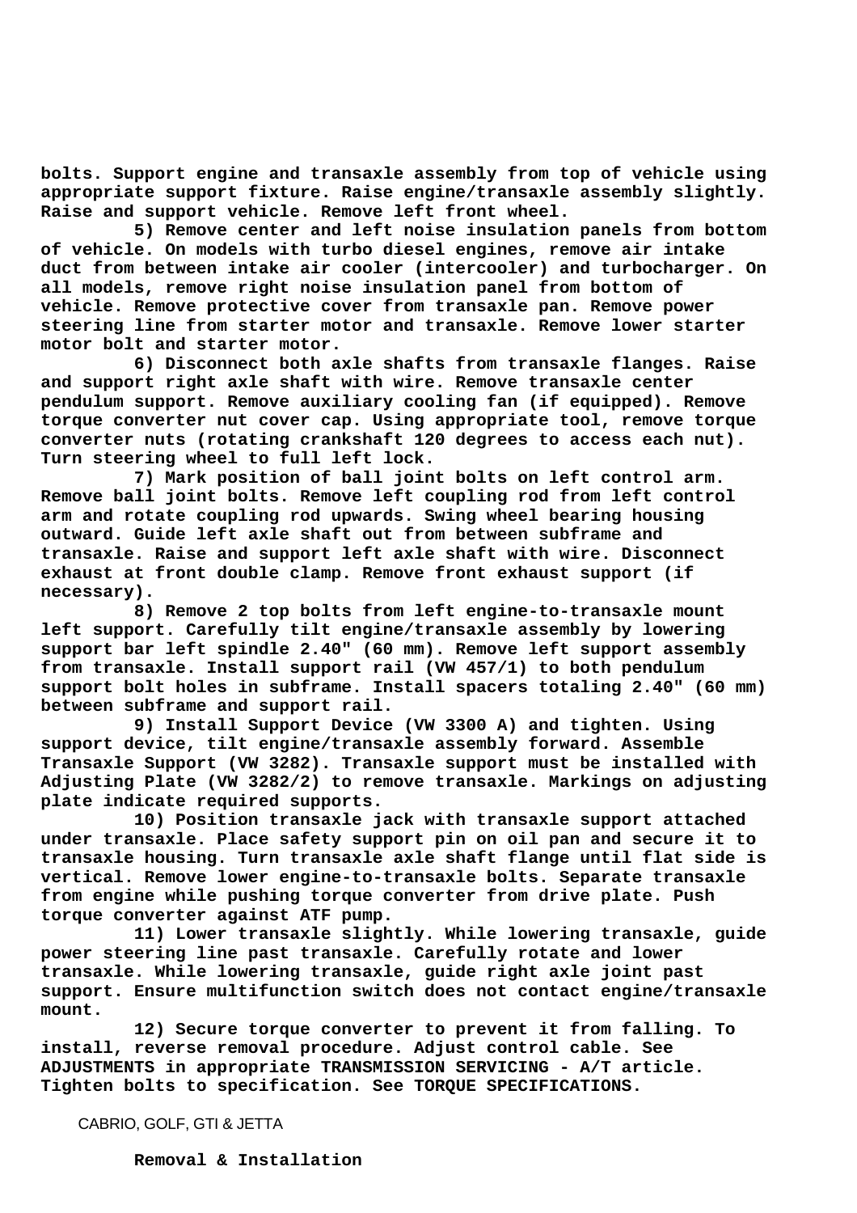**bolts. Support engine and transaxle assembly from top of vehicle using appropriate support fixture. Raise engine/transaxle assembly slightly. Raise and support vehicle. Remove left front wheel.**

**5) Remove center and left noise insulation panels from bottom of vehicle. On models with turbo diesel engines, remove air intake duct from between intake air cooler (intercooler) and turbocharger. On all models, remove right noise insulation panel from bottom of vehicle. Remove protective cover from transaxle pan. Remove power steering line from starter motor and transaxle. Remove lower starter motor bolt and starter motor.**

**6) Disconnect both axle shafts from transaxle flanges. Raise and support right axle shaft with wire. Remove transaxle center pendulum support. Remove auxiliary cooling fan (if equipped). Remove torque converter nut cover cap. Using appropriate tool, remove torque converter nuts (rotating crankshaft 120 degrees to access each nut). Turn steering wheel to full left lock.**

**7) Mark position of ball joint bolts on left control arm. Remove ball joint bolts. Remove left coupling rod from left control arm and rotate coupling rod upwards. Swing wheel bearing housing outward. Guide left axle shaft out from between subframe and transaxle. Raise and support left axle shaft with wire. Disconnect exhaust at front double clamp. Remove front exhaust support (if necessary).**

**8) Remove 2 top bolts from left engine-to-transaxle mount left support. Carefully tilt engine/transaxle assembly by lowering support bar left spindle 2.40" (60 mm). Remove left support assembly from transaxle. Install support rail (VW 457/1) to both pendulum support bolt holes in subframe. Install spacers totaling 2.40" (60 mm) between subframe and support rail.**

**9) Install Support Device (VW 3300 A) and tighten. Using support device, tilt engine/transaxle assembly forward. Assemble Transaxle Support (VW 3282). Transaxle support must be installed with Adjusting Plate (VW 3282/2) to remove transaxle. Markings on adjusting plate indicate required supports.**

**10) Position transaxle jack with transaxle support attached under transaxle. Place safety support pin on oil pan and secure it to transaxle housing. Turn transaxle axle shaft flange until flat side is vertical. Remove lower engine-to-transaxle bolts. Separate transaxle from engine while pushing torque converter from drive plate. Push torque converter against ATF pump.**

**11) Lower transaxle slightly. While lowering transaxle, guide power steering line past transaxle. Carefully rotate and lower transaxle. While lowering transaxle, guide right axle joint past support. Ensure multifunction switch does not contact engine/transaxle mount.**

**12) Secure torque converter to prevent it from falling. To install, reverse removal procedure. Adjust control cable. See ADJUSTMENTS in appropriate TRANSMISSION SERVICING - A/T article. Tighten bolts to specification. See TORQUE SPECIFICATIONS.**

## CABRIO, GOLF, GTI & JETTA

### Removal & Installation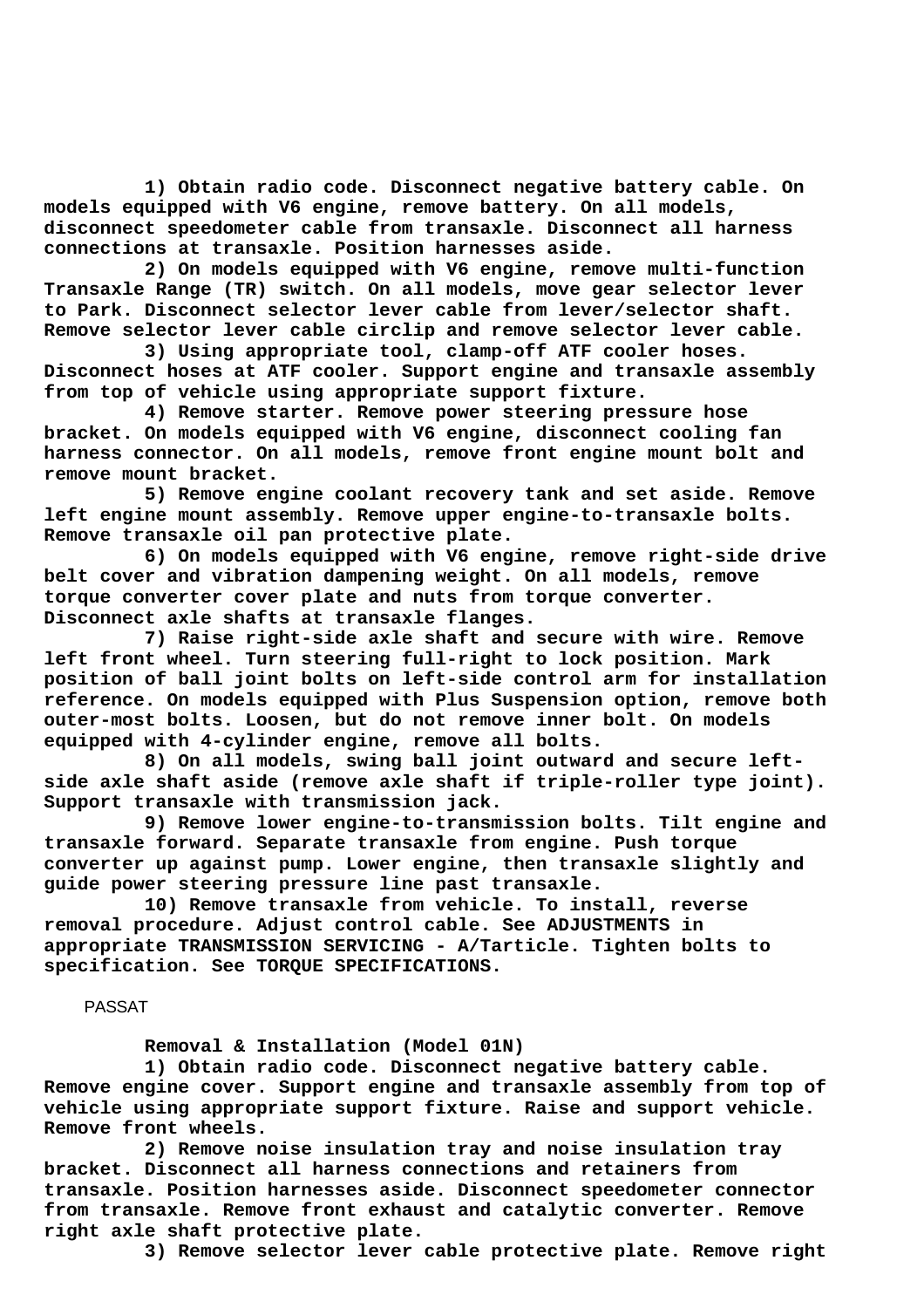**1) Obtain radio code. Disconnect negative battery cable. On models equipped with V6 engine, remove battery. On all models, disconnect speedometer cable from transaxle. Disconnect all harness connections at transaxle. Position harnesses aside.**

**2) On models equipped with V6 engine, remove multi-function Transaxle Range (TR) switch. On all models, move gear selector lever to Park. Disconnect selector lever cable from lever/selector shaft. Remove selector lever cable circlip and remove selector lever cable.**

**3) Using appropriate tool, clamp-off ATF cooler hoses. Disconnect hoses at ATF cooler. Support engine and transaxle assembly from top of vehicle using appropriate support fixture.**

**4) Remove starter. Remove power steering pressure hose bracket. On models equipped with V6 engine, disconnect cooling fan harness connector. On all models, remove front engine mount bolt and remove mount bracket.**

**5) Remove engine coolant recovery tank and set aside. Remove left engine mount assembly. Remove upper engine-to-transaxle bolts. Remove transaxle oil pan protective plate.**

**6) On models equipped with V6 engine, remove right-side drive belt cover and vibration dampening weight. On all models, remove torque converter cover plate and nuts from torque converter. Disconnect axle shafts at transaxle flanges.**

**7) Raise right-side axle shaft and secure with wire. Remove left front wheel. Turn steering full-right to lock position. Mark position of ball joint bolts on left-side control arm for installation reference. On models equipped with Plus Suspension option, remove both outer-most bolts. Loosen, but do not remove inner bolt. On models equipped with 4-cylinder engine, remove all bolts.**

**8) On all models, swing ball joint outward and secure left-side axle shaft aside (remove axle shaft if triple-roller type joint). Support transaxle with transmission jack.**

**9) Remove lower engine-to-transmission bolts. Tilt engine and transaxle forward. Separate transaxle from engine. Push torque converter up against pump. Lower engine, then transaxle slightly and guide power steering pressure line past transaxle.**

**10) Remove transaxle from vehicle. To install, reverse removal procedure. Adjust control cable. See ADJUSTMENTS in appropriate TRANSMISSION SERVICING - A/Tarticle. Tighten bolts to specification. See TORQUE SPECIFICATIONS.**

PASSAT

**Removal & Installation (Model 01N)**

**1) Obtain radio code. Disconnect negative battery cable. Remove engine cover. Support engine and transaxle assembly from top of vehicle using appropriate support fixture. Raise and support vehicle. Remove front wheels.**

**2) Remove noise insulation tray and noise insulation tray bracket. Disconnect all harness connections and retainers from transaxle. Position harnesses aside. Disconnect speedometer connector from transaxle. Remove front exhaust and catalytic converter. Remove right axle shaft protective plate.**

**3) Remove selector lever cable protective plate. Remove right**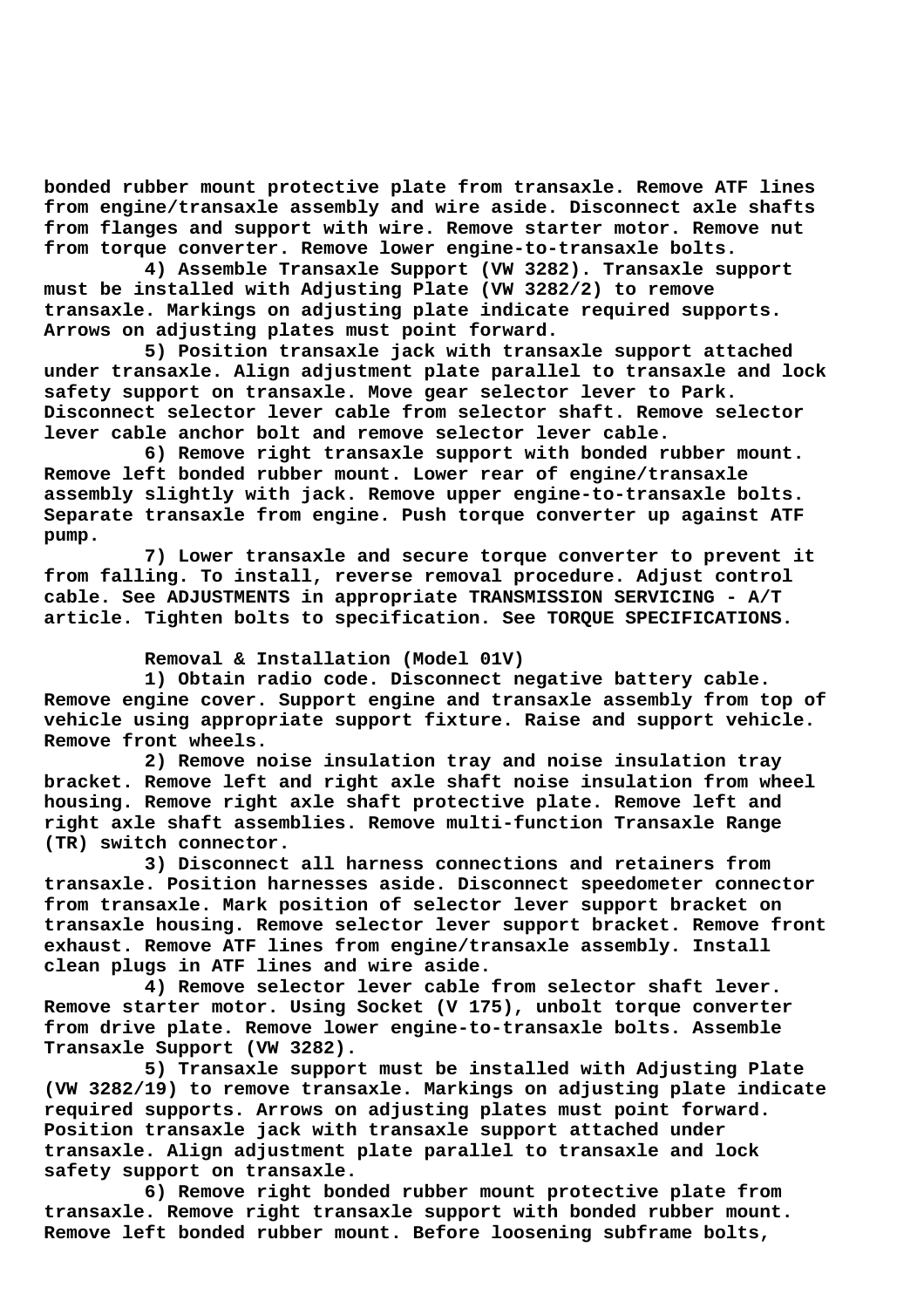bonded rubber mount protective plate from transaxle. Remove ATF lines from engine/transaxle assembly and wire aside. Disconnect axle shafts from flanges and support with wire. Remove starter motor. Remove nut from torque converter. Remove lower engine-to-transaxle bolts.

4) Assemble Transaxle Support (VW 3282). Transaxle support must be installed with Adjusting Plate (VW 3282/2) to remove transaxle. Markings on adjusting plate indicate required supports. Arrows on adjusting plates must point forward.

5) Position transaxle jack with transaxle support attached under transaxle. Align adjustment plate parallel to transaxle and lock safety support on transaxle. Move gear selector lever to Park. Disconnect selector lever cable from selector shaft. Remove selector lever cable anchor bolt and remove selector lever cable.

6) Remove right transaxle support with bonded rubber mount. Remove left bonded rubber mount. Lower rear of engine/transaxle assembly slightly with jack. Remove upper engine-to-transaxle bolts. Separate transaxle from engine. Push torque converter up against ATF pump.

7) Lower transaxle and secure torque converter to prevent it from falling. To install, reverse removal procedure. Adjust control cable. See ADJUSTMENTS in appropriate TRANSMISSION SERVICING - A/T article. Tighten bolts to specification. See TORQUE SPECIFICATIONS.

**Removal & Installation (Model 01V)**

1) Obtain radio code. Disconnect negative battery cable. Remove engine cover. Support engine and transaxle assembly from top of vehicle using appropriate support fixture. Raise and support vehicle. Remove front wheels.

2) Remove noise insulation tray and noise insulation tray bracket. Remove left and right axle shaft noise insulation from wheel housing. Remove right axle shaft protective plate. Remove left and right axle shaft assemblies. Remove multi-function Transaxle Range (TR) switch connector.

3) Disconnect all harness connections and retainers from transaxle. Position harnesses aside. Disconnect speedometer connector from transaxle. Mark position of selector lever support bracket on transaxle housing. Remove selector lever support bracket. Remove front exhaust. Remove ATF lines from engine/transaxle assembly. Install clean plugs in ATF lines and wire aside.

4) Remove selector lever cable from selector shaft lever. Remove starter motor. Using Socket (V 175), unbolt torque converter from drive plate. Remove lower engine-to-transaxle bolts. Assemble Transaxle Support (VW 3282).

5) Transaxle support must be installed with Adjusting Plate (VW 3282/19) to remove transaxle. Markings on adjusting plate indicate required supports. Arrows on adjusting plates must point forward. Position transaxle jack with transaxle support attached under transaxle. Align adjustment plate parallel to transaxle and lock safety support on transaxle.

6) Remove right bonded rubber mount protective plate from transaxle. Remove right transaxle support with bonded rubber mount. Remove left bonded rubber mount. Before loosening subframe bolts,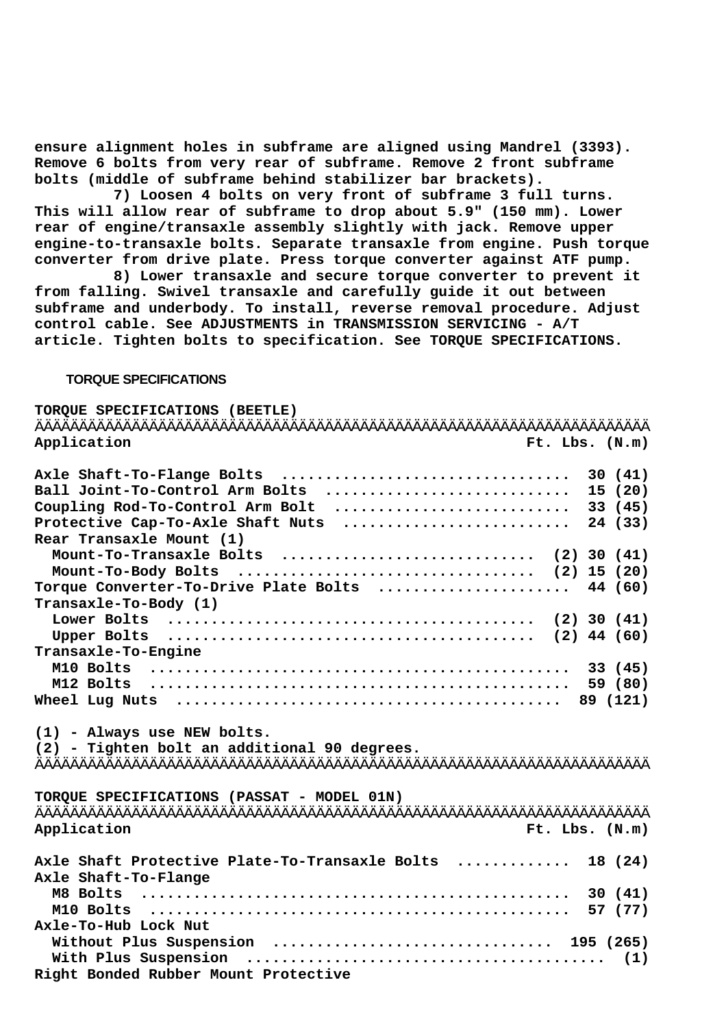ensure alignment holes in subframe are aligned using Mandrel (3393). Remove 6 bolts from very rear of subframe. Remove 2 front subframe bolts (middle of subframe behind stabilizer bar brackets).

7) Loosen 4 bolts on very front of subframe 3 full turns. This will allow rear of subframe to drop about 5.9" (150 mm). Lower rear of engine/transaxle assembly slightly with jack. Remove upper engine-to-transaxle bolts. Separate transaxle from engine. Push torque converter from drive plate. Press torque converter against ATF pump.

8) Lower transaxle and secure torque converter to prevent it from falling. Swivel transaxle and carefully guide it out between subframe and underbody. To install, reverse removal procedure. Adjust control cable. See ADJUSTMENTS in TRANSMISSION SERVICING - A/T article. Tighten bolts to specification. See TORQUE SPECIFICATIONS.

## TORQUE SPECIFICATIONS

**TORQUE SPECIFICATIONS (BEETLE)**

| Application | Ft. Lbs. (N.m) |
|---|---|
| Axle Shaft-To-Flange Bolts | 30 (41) |
| Ball Joint-To-Control Arm Bolts | 15 (20) |
| Coupling Rod-To-Control Arm Bolt | 33 (45) |
| Protective Cap-To-Axle Shaft Nuts | 24 (33) |
| Rear Transaxle Mount (1) | |
| Mount-To-Transaxle Bolts | (2) 30 (41) |
| Mount-To-Body Bolts | (2) 15 (20) |
| Torque Converter-To-Drive Plate Bolts | 44 (60) |
| Transaxle-To-Body (1) | |
| Lower Bolts | (2) 30 (41) |
| Upper Bolts | (2) 44 (60) |
| Transaxle-To-Engine | |
| M10 Bolts | 33 (45) |
| M12 Bolts | 59 (80) |
| Wheel Lug Nuts | 89 (121) |

(1) - Always use NEW bolts.
(2) - Tighten bolt an additional 90 degrees.

**TORQUE SPECIFICATIONS (PASSAT - MODEL 01N)**

| Application | Ft. Lbs. (N.m) |
|---|---|
| Axle Shaft Protective Plate-To-Transaxle Bolts | 18 (24) |
| Axle Shaft-To-Flange | |
| M8 Bolts | 30 (41) |
| M10 Bolts | 57 (77) |
| Axle-To-Hub Lock Nut | |
| Without Plus Suspension | 195 (265) |
| With Plus Suspension | (1) |
| Right Bonded Rubber Mount Protective | |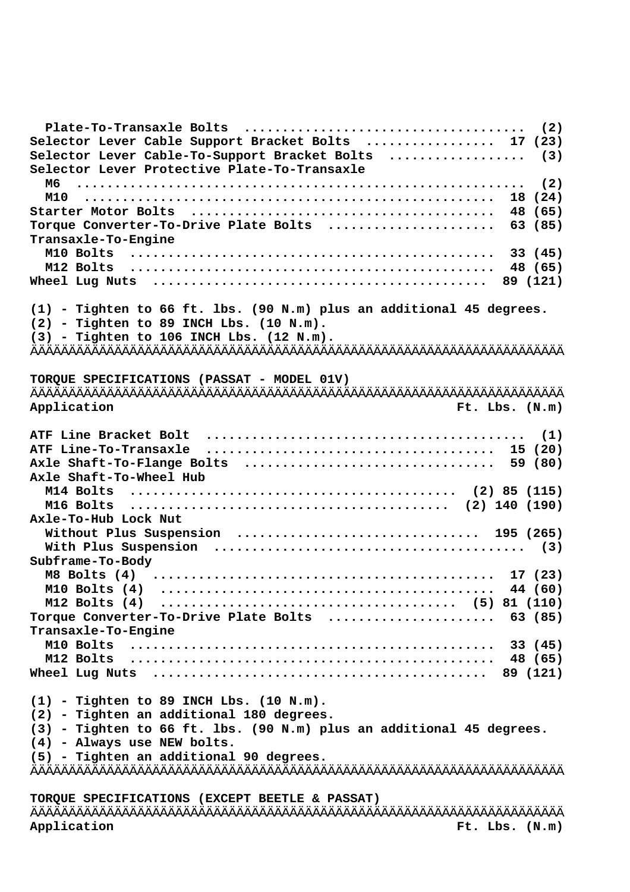| Application | Ft. Lbs. (N.m) |
|---|---|
| Plate-To-Transaxle Bolts | (2) |
| Selector Lever Cable Support Bracket Bolts | 17 (23) |
| Selector Lever Cable-To-Support Bracket Bolts | (3) |
| Selector Lever Protective Plate-To-Transaxle | |
| M6 | (2) |
| M10 | 18 (24) |
| Starter Motor Bolts | 48 (65) |
| Torque Converter-To-Drive Plate Bolts | 63 (85) |
| Transaxle-To-Engine | |
| M10 Bolts | 33 (45) |
| M12 Bolts | 48 (65) |
| Wheel Lug Nuts | 89 (121) |

(1) - Tighten to 66 ft. lbs. (90 N.m) plus an additional 45 degrees.
(2) - Tighten to 89 INCH Lbs. (10 N.m).
(3) - Tighten to 106 INCH Lbs. (12 N.m).

## TORQUE SPECIFICATIONS (PASSAT - MODEL 01V)

| Application | Ft. Lbs. (N.m) |
|---|---|
| ATF Line Bracket Bolt | (1) |
| ATF Line-To-Transaxle | 15 (20) |
| Axle Shaft-To-Flange Bolts | 59 (80) |
| Axle Shaft-To-Wheel Hub | |
| M14 Bolts | (2) 85 (115) |
| M16 Bolts | (2) 140 (190) |
| Axle-To-Hub Lock Nut | |
| Without Plus Suspension | 195 (265) |
| With Plus Suspension | (3) |
| Subframe-To-Body | |
| M8 Bolts (4) | 17 (23) |
| M10 Bolts (4) | 44 (60) |
| M12 Bolts (4) | (5) 81 (110) |
| Torque Converter-To-Drive Plate Bolts | 63 (85) |
| Transaxle-To-Engine | |
| M10 Bolts | 33 (45) |
| M12 Bolts | 48 (65) |
| Wheel Lug Nuts | 89 (121) |

(1) - Tighten to 89 INCH Lbs. (10 N.m).
(2) - Tighten an additional 180 degrees.
(3) - Tighten to 66 ft. lbs. (90 N.m) plus an additional 45 degrees.
(4) - Always use NEW bolts.
(5) - Tighten an additional 90 degrees.

## TORQUE SPECIFICATIONS (EXCEPT BEETLE & PASSAT)

| Application | Ft. Lbs. (N.m) |
|---|---|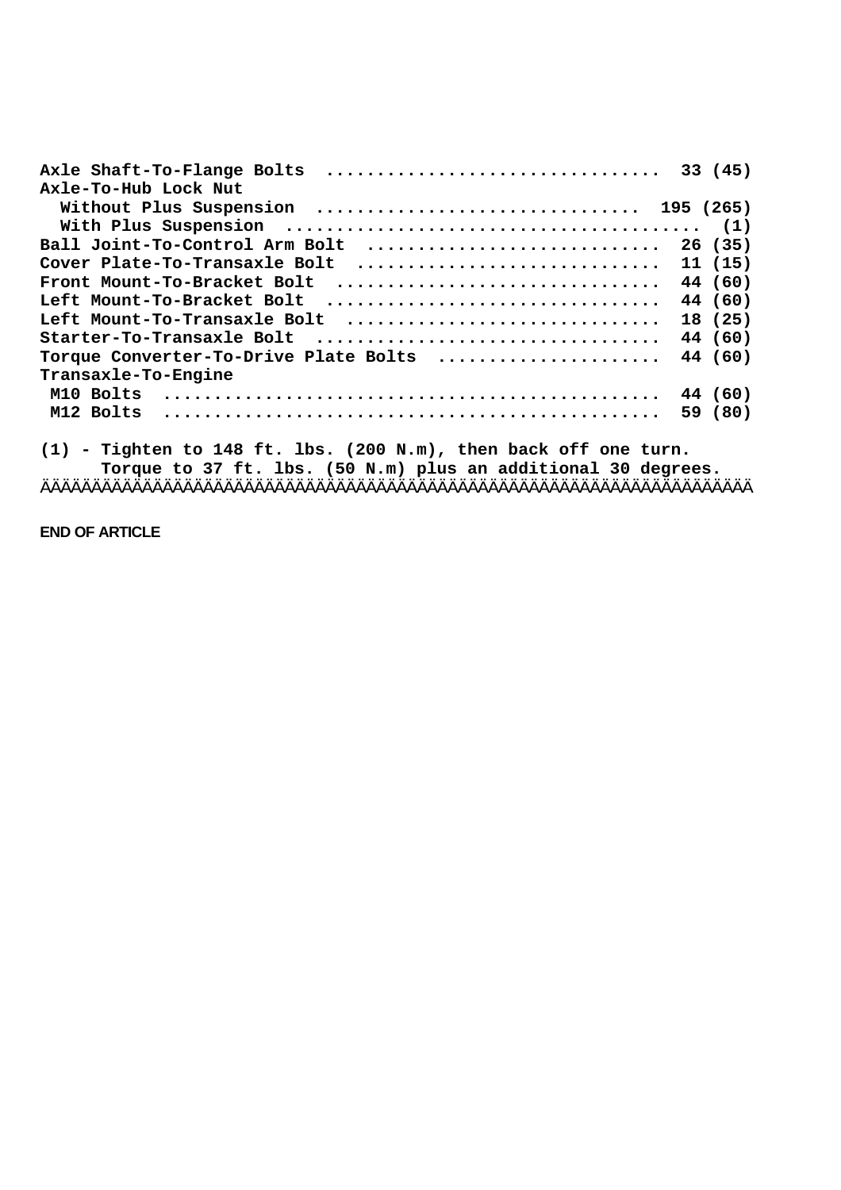| | |
|---|---|
| Axle Shaft-To-Flange Bolts | 33 (45) |
| Axle-To-Hub Lock Nut | |
| Without Plus Suspension | 195 (265) |
| With Plus Suspension | (1) |
| Ball Joint-To-Control Arm Bolt | 26 (35) |
| Cover Plate-To-Transaxle Bolt | 11 (15) |
| Front Mount-To-Bracket Bolt | 44 (60) |
| Left Mount-To-Bracket Bolt | 44 (60) |
| Left Mount-To-Transaxle Bolt | 18 (25) |
| Starter-To-Transaxle Bolt | 44 (60) |
| Torque Converter-To-Drive Plate Bolts | 44 (60) |
| Transaxle-To-Engine | |
| M10 Bolts | 44 (60) |
| M12 Bolts | 59 (80) |

(1) - Tighten to 148 ft. lbs. (200 N.m), then back off one turn. Torque to 37 ft. lbs. (50 N.m) plus an additional 30 degrees.

END OF ARTICLE